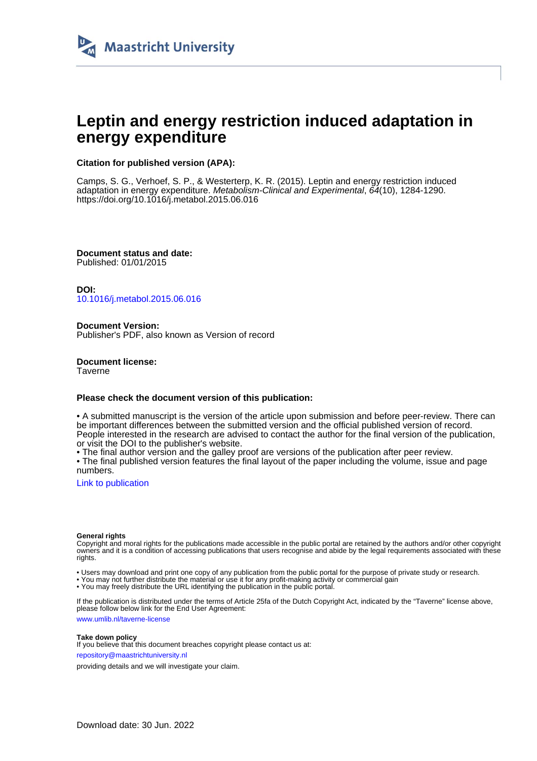Maastricht University

# Leptin and energy restriction induced adaptation in energy expenditure

**Citation for published version (APA):**

Camps, S. G., Verhoef, S. P., & Westerterp, K. R. (2015). Leptin and energy restriction induced adaptation in energy expenditure. *Metabolism-Clinical and Experimental*, *64*(10), 1284-1290. https://doi.org/10.1016/j.metabol.2015.06.016

**Document status and date:**
Published: 01/01/2015

**DOI:**
10.1016/j.metabol.2015.06.016

**Document Version:**
Publisher's PDF, also known as Version of record

**Document license:**
Taverne

**Please check the document version of this publication:**

• A submitted manuscript is the version of the article upon submission and before peer-review. There can be important differences between the submitted version and the official published version of record. People interested in the research are advised to contact the author for the final version of the publication, or visit the DOI to the publisher's website.
• The final author version and the galley proof are versions of the publication after peer review.
• The final published version features the final layout of the paper including the volume, issue and page numbers.

Link to publication

**General rights**
Copyright and moral rights for the publications made accessible in the public portal are retained by the authors and/or other copyright owners and it is a condition of accessing publications that users recognise and abide by the legal requirements associated with these rights.

• Users may download and print one copy of any publication from the public portal for the purpose of private study or research.
• You may not further distribute the material or use it for any profit-making activity or commercial gain
• You may freely distribute the URL identifying the publication in the public portal.

If the publication is distributed under the terms of Article 25fa of the Dutch Copyright Act, indicated by the "Taverne" license above, please follow below link for the End User Agreement:

www.umlib.nl/taverne-license

**Take down policy**
If you believe that this document breaches copyright please contact us at:

repository@maastrichtuniversity.nl

providing details and we will investigate your claim.

Download date: 30 Jun. 2022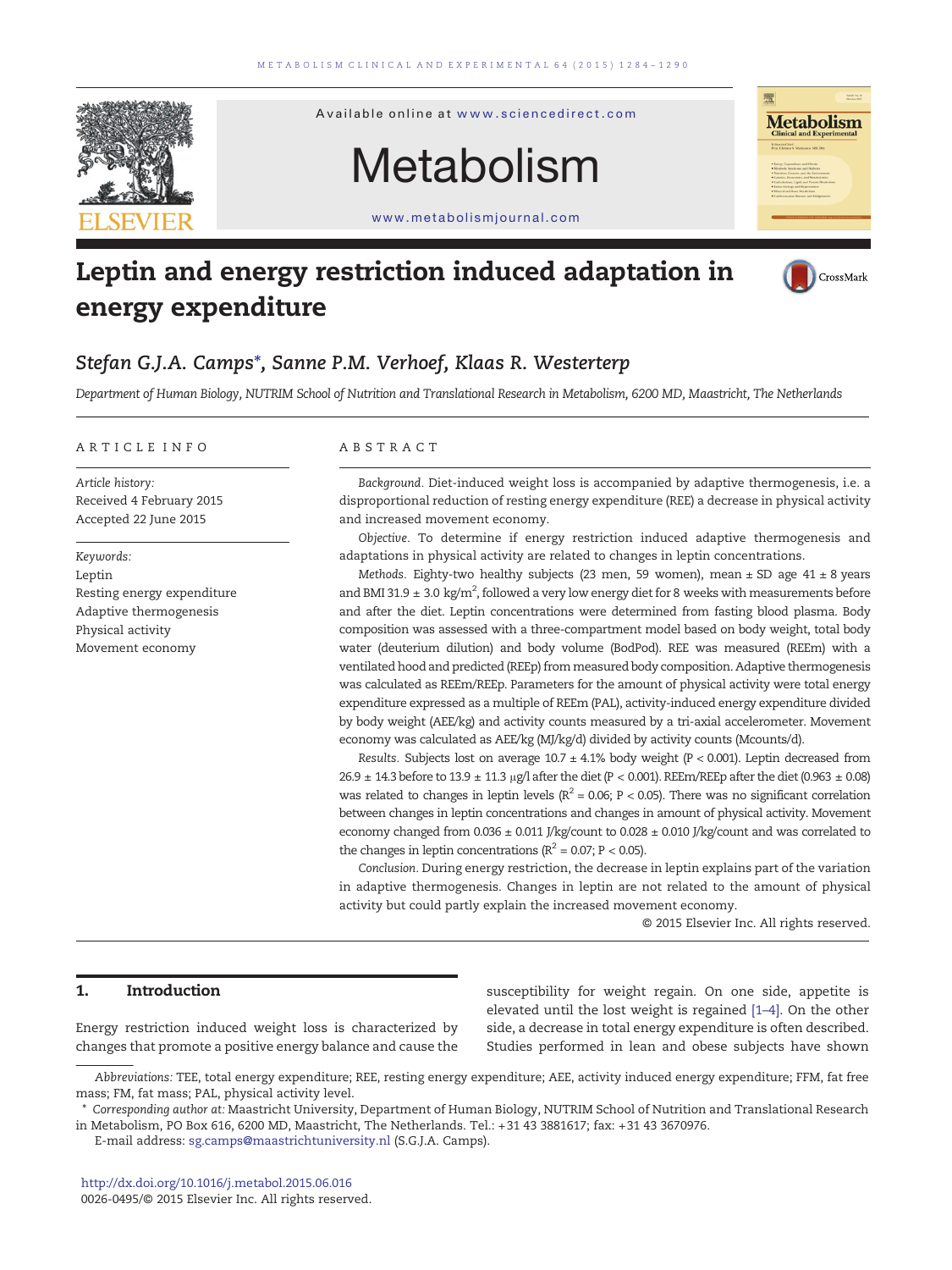# Leptin and energy restriction induced adaptation in energy expenditure

*Stefan G.J.A. Camps\*, Sanne P.M. Verhoef, Klaas R. Westerterp*

*Department of Human Biology, NUTRIM School of Nutrition and Translational Research in Metabolism, 6200 MD, Maastricht, The Netherlands*

## ARTICLE INFO

*Article history:*
Received 4 February 2015
Accepted 22 June 2015

*Keywords:*
Leptin
Resting energy expenditure
Adaptive thermogenesis
Physical activity
Movement economy

## ABSTRACT

*Background.* Diet-induced weight loss is accompanied by adaptive thermogenesis, i.e. a disproportional reduction of resting energy expenditure (REE) a decrease in physical activity and increased movement economy.

*Objective.* To determine if energy restriction induced adaptive thermogenesis and adaptations in physical activity are related to changes in leptin concentrations.

*Methods.* Eighty-two healthy subjects (23 men, 59 women), mean ± SD age 41 ± 8 years and BMI 31.9 ± 3.0 kg/m$^2$, followed a very low energy diet for 8 weeks with measurements before and after the diet. Leptin concentrations were determined from fasting blood plasma. Body composition was assessed with a three-compartment model based on body weight, total body water (deuterium dilution) and body volume (BodPod). REE was measured (REEm) with a ventilated hood and predicted (REEp) from measured body composition. Adaptive thermogenesis was calculated as REEm/REEp. Parameters for the amount of physical activity were total energy expenditure expressed as a multiple of REEm (PAL), activity-induced energy expenditure divided by body weight (AEE/kg) and activity counts measured by a tri-axial accelerometer. Movement economy was calculated as AEE/kg (MJ/kg/d) divided by activity counts (Mcounts/d).

*Results.* Subjects lost on average 10.7 ± 4.1% body weight ($P < 0.001$). Leptin decreased from 26.9 ± 14.3 before to 13.9 ± 11.3 μg/l after the diet ($P < 0.001$). REEm/REEp after the diet (0.963 ± 0.08) was related to changes in leptin levels ($R^2 = 0.06$; $P < 0.05$). There was no significant correlation between changes in leptin concentrations and changes in amount of physical activity. Movement economy changed from 0.036 ± 0.011 J/kg/count to 0.028 ± 0.010 J/kg/count and was correlated to the changes in leptin concentrations ($R^2 = 0.07$; $P < 0.05$).

*Conclusion.* During energy restriction, the decrease in leptin explains part of the variation in adaptive thermogenesis. Changes in leptin are not related to the amount of physical activity but could partly explain the increased movement economy.

© 2015 Elsevier Inc. All rights reserved.

## 1. Introduction

Energy restriction induced weight loss is characterized by changes that promote a positive energy balance and cause the susceptibility for weight regain. On one side, appetite is elevated until the lost weight is regained [1–4]. On the other side, a decrease in total energy expenditure is often described. Studies performed in lean and obese subjects have shown

*Abbreviations:* TEE, total energy expenditure; REE, resting energy expenditure; AEE, activity induced energy expenditure; FFM, fat free mass; FM, fat mass; PAL, physical activity level.

\* *Corresponding author at:* Maastricht University, Department of Human Biology, NUTRIM School of Nutrition and Translational Research in Metabolism, PO Box 616, 6200 MD, Maastricht, The Netherlands. Tel.: +31 43 3881617; fax: +31 43 3670976.

E-mail address: sg.camps@maastrichtuniversity.nl (S.G.J.A. Camps).

http://dx.doi.org/10.1016/j.metabol.2015.06.016
0026-0495/© 2015 Elsevier Inc. All rights reserved.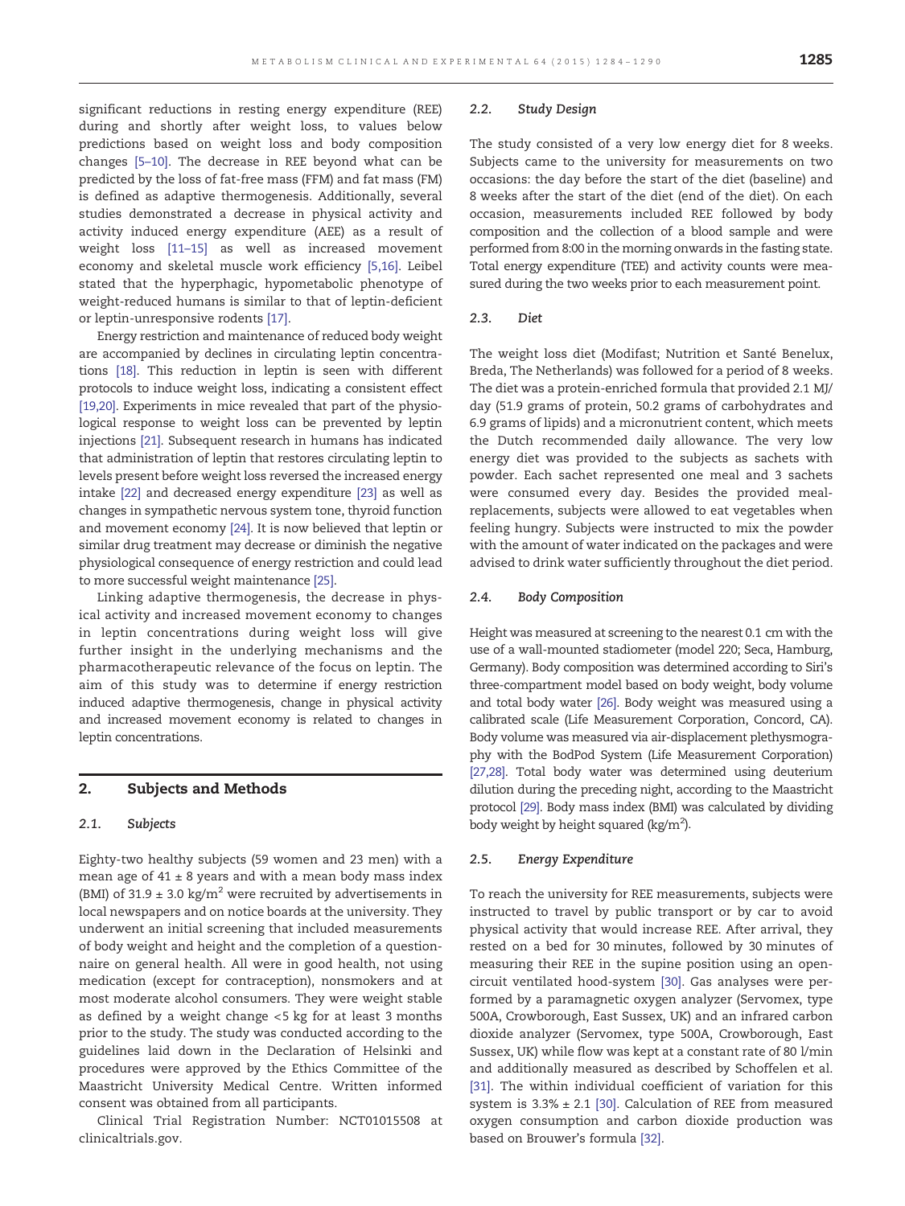significant reductions in resting energy expenditure (REE) during and shortly after weight loss, to values below predictions based on weight loss and body composition changes [5–10]. The decrease in REE beyond what can be predicted by the loss of fat-free mass (FFM) and fat mass (FM) is defined as adaptive thermogenesis. Additionally, several studies demonstrated a decrease in physical activity and activity induced energy expenditure (AEE) as a result of weight loss [11–15] as well as increased movement economy and skeletal muscle work efficiency [5,16]. Leibel stated that the hyperphagic, hypometabolic phenotype of weight-reduced humans is similar to that of leptin-deficient or leptin-unresponsive rodents [17].

Energy restriction and maintenance of reduced body weight are accompanied by declines in circulating leptin concentrations [18]. This reduction in leptin is seen with different protocols to induce weight loss, indicating a consistent effect [19,20]. Experiments in mice revealed that part of the physiological response to weight loss can be prevented by leptin injections [21]. Subsequent research in humans has indicated that administration of leptin that restores circulating leptin to levels present before weight loss reversed the increased energy intake [22] and decreased energy expenditure [23] as well as changes in sympathetic nervous system tone, thyroid function and movement economy [24]. It is now believed that leptin or similar drug treatment may decrease or diminish the negative physiological consequence of energy restriction and could lead to more successful weight maintenance [25].

Linking adaptive thermogenesis, the decrease in physical activity and increased movement economy to changes in leptin concentrations during weight loss will give further insight in the underlying mechanisms and the pharmacotherapeutic relevance of the focus on leptin. The aim of this study was to determine if energy restriction induced adaptive thermogenesis, change in physical activity and increased movement economy is related to changes in leptin concentrations.

## 2. Subjects and Methods

### 2.1. Subjects

Eighty-two healthy subjects (59 women and 23 men) with a mean age of 41 ± 8 years and with a mean body mass index (BMI) of 31.9 ± 3.0 kg/m$^2$ were recruited by advertisements in local newspapers and on notice boards at the university. They underwent an initial screening that included measurements of body weight and height and the completion of a questionnaire on general health. All were in good health, not using medication (except for contraception), nonsmokers and at most moderate alcohol consumers. They were weight stable as defined by a weight change <5 kg for at least 3 months prior to the study. The study was conducted according to the guidelines laid down in the Declaration of Helsinki and procedures were approved by the Ethics Committee of the Maastricht University Medical Centre. Written informed consent was obtained from all participants.

Clinical Trial Registration Number: NCT01015508 at clinicaltrials.gov.

### 2.2. Study Design

The study consisted of a very low energy diet for 8 weeks. Subjects came to the university for measurements on two occasions: the day before the start of the diet (baseline) and 8 weeks after the start of the diet (end of the diet). On each occasion, measurements included REE followed by body composition and the collection of a blood sample and were performed from 8:00 in the morning onwards in the fasting state. Total energy expenditure (TEE) and activity counts were measured during the two weeks prior to each measurement point.

### 2.3. Diet

The weight loss diet (Modifast; Nutrition et Santé Benelux, Breda, The Netherlands) was followed for a period of 8 weeks. The diet was a protein-enriched formula that provided 2.1 MJ/day (51.9 grams of protein, 50.2 grams of carbohydrates and 6.9 grams of lipids) and a micronutrient content, which meets the Dutch recommended daily allowance. The very low energy diet was provided to the subjects as sachets with powder. Each sachet represented one meal and 3 sachets were consumed every day. Besides the provided meal-replacements, subjects were allowed to eat vegetables when feeling hungry. Subjects were instructed to mix the powder with the amount of water indicated on the packages and were advised to drink water sufficiently throughout the diet period.

### 2.4. Body Composition

Height was measured at screening to the nearest 0.1 cm with the use of a wall-mounted stadiometer (model 220; Seca, Hamburg, Germany). Body composition was determined according to Siri's three-compartment model based on body weight, body volume and total body water [26]. Body weight was measured using a calibrated scale (Life Measurement Corporation, Concord, CA). Body volume was measured via air-displacement plethysmography with the BodPod System (Life Measurement Corporation) [27,28]. Total body water was determined using deuterium dilution during the preceding night, according to the Maastricht protocol [29]. Body mass index (BMI) was calculated by dividing body weight by height squared (kg/m$^2$).

### 2.5. Energy Expenditure

To reach the university for REE measurements, subjects were instructed to travel by public transport or by car to avoid physical activity that would increase REE. After arrival, they rested on a bed for 30 minutes, followed by 30 minutes of measuring their REE in the supine position using an open-circuit ventilated hood-system [30]. Gas analyses were performed by a paramagnetic oxygen analyzer (Servomex, type 500A, Crowborough, East Sussex, UK) and an infrared carbon dioxide analyzer (Servomex, type 500A, Crowborough, East Sussex, UK) while flow was kept at a constant rate of 80 l/min and additionally measured as described by Schoffelen et al. [31]. The within individual coefficient of variation for this system is 3.3% ± 2.1 [30]. Calculation of REE from measured oxygen consumption and carbon dioxide production was based on Brouwer's formula [32].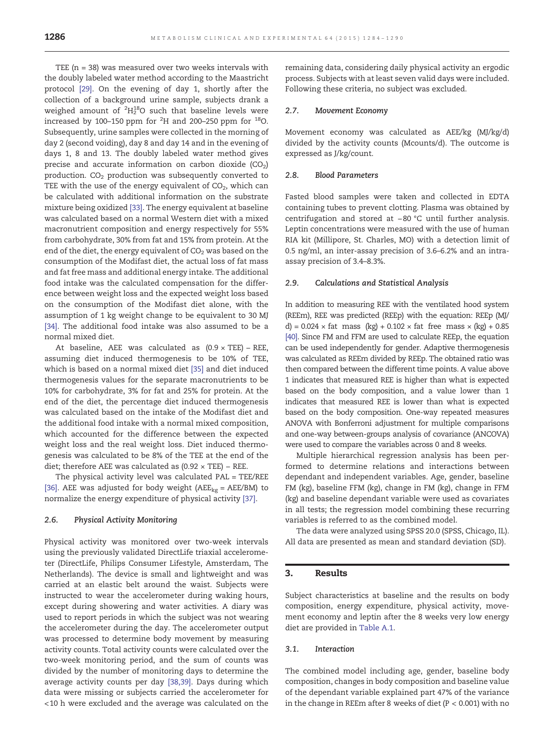TEE (n = 38) was measured over two weeks intervals with the doubly labeled water method according to the Maastricht protocol [29]. On the evening of day 1, shortly after the collection of a background urine sample, subjects drank a weighed amount of $^{2}H_{2}^{18}O$ such that baseline levels were increased by 100–150 ppm for $^{2}H$ and 200–250 ppm for $^{18}O$. Subsequently, urine samples were collected in the morning of day 2 (second voiding), day 8 and day 14 and in the evening of days 1, 8 and 13. The doubly labeled water method gives precise and accurate information on carbon dioxide ($CO_2$) production. $CO_2$ production was subsequently converted to TEE with the use of the energy equivalent of $CO_2$, which can be calculated with additional information on the substrate mixture being oxidized [33]. The energy equivalent at baseline was calculated based on a normal Western diet with a mixed macronutrient composition and energy respectively for 55% from carbohydrate, 30% from fat and 15% from protein. At the end of the diet, the energy equivalent of $CO_2$ was based on the consumption of the Modifast diet, the actual loss of fat mass and fat free mass and additional energy intake. The additional food intake was the calculated compensation for the difference between weight loss and the expected weight loss based on the consumption of the Modifast diet alone, with the assumption of 1 kg weight change to be equivalent to 30 MJ [34]. The additional food intake was also assumed to be a normal mixed diet.

At baseline, AEE was calculated as (0.9 × TEE) – REE, assuming diet induced thermogenesis to be 10% of TEE, which is based on a normal mixed diet [35] and diet induced thermogenesis values for the separate macronutrients to be 10% for carbohydrate, 3% for fat and 25% for protein. At the end of the diet, the percentage diet induced thermogenesis was calculated based on the intake of the Modifast diet and the additional food intake with a normal mixed composition, which accounted for the difference between the expected weight loss and the real weight loss. Diet induced thermogenesis was calculated to be 8% of the TEE at the end of the diet; therefore AEE was calculated as (0.92 × TEE) – REE.

The physical activity level was calculated PAL = TEE/REE [36]. AEE was adjusted for body weight ($AEE_{kg}$ = AEE/BM) to normalize the energy expenditure of physical activity [37].

### 2.6. Physical Activity Monitoring

Physical activity was monitored over two-week intervals using the previously validated DirectLife triaxial accelerometer (DirectLife, Philips Consumer Lifestyle, Amsterdam, The Netherlands). The device is small and lightweight and was carried at an elastic belt around the waist. Subjects were instructed to wear the accelerometer during waking hours, except during showering and water activities. A diary was used to report periods in which the subject was not wearing the accelerometer during the day. The accelerometer output was processed to determine body movement by measuring activity counts. Total activity counts were calculated over the two-week monitoring period, and the sum of counts was divided by the number of monitoring days to determine the average activity counts per day [38,39]. Days during which data were missing or subjects carried the accelerometer for <10 h were excluded and the average was calculated on the remaining data, considering daily physical activity an ergodic process. Subjects with at least seven valid days were included. Following these criteria, no subject was excluded.

### 2.7. Movement Economy

Movement economy was calculated as AEE/kg (MJ/kg/d) divided by the activity counts (Mcounts/d). The outcome is expressed as J/kg/count.

### 2.8. Blood Parameters

Fasted blood samples were taken and collected in EDTA containing tubes to prevent clotting. Plasma was obtained by centrifugation and stored at −80 °C until further analysis. Leptin concentrations were measured with the use of human RIA kit (Millipore, St. Charles, MO) with a detection limit of 0.5 ng/ml, an inter-assay precision of 3.6–6.2% and an intra-assay precision of 3.4–8.3%.

### 2.9. Calculations and Statistical Analysis

In addition to measuring REE with the ventilated hood system (REEm), REE was predicted (REEp) with the equation: REEp (MJ/d) = 0.024 × fat mass (kg) + 0.102 × fat free mass × (kg) + 0.85 [40]. Since FM and FFM are used to calculate REEp, the equation can be used independently for gender. Adaptive thermogenesis was calculated as REEm divided by REEp. The obtained ratio was then compared between the different time points. A value above 1 indicates that measured REE is higher than what is expected based on the body composition, and a value lower than 1 indicates that measured REE is lower than what is expected based on the body composition. One-way repeated measures ANOVA with Bonferroni adjustment for multiple comparisons and one-way between-groups analysis of covariance (ANCOVA) were used to compare the variables across 0 and 8 weeks.

Multiple hierarchical regression analysis has been performed to determine relations and interactions between dependant and independent variables. Age, gender, baseline FM (kg), baseline FFM (kg), change in FM (kg), change in FFM (kg) and baseline dependant variable were used as covariates in all tests; the regression model combining these recurring variables is referred to as the combined model.

The data were analyzed using SPSS 20.0 (SPSS, Chicago, IL). All data are presented as mean and standard deviation (SD).

## 3. Results

Subject characteristics at baseline and the results on body composition, energy expenditure, physical activity, movement economy and leptin after the 8 weeks very low energy diet are provided in Table A.1.

### 3.1. Interaction

The combined model including age, gender, baseline body composition, changes in body composition and baseline value of the dependant variable explained part 47% of the variance in the change in REEm after 8 weeks of diet (P < 0.001) with no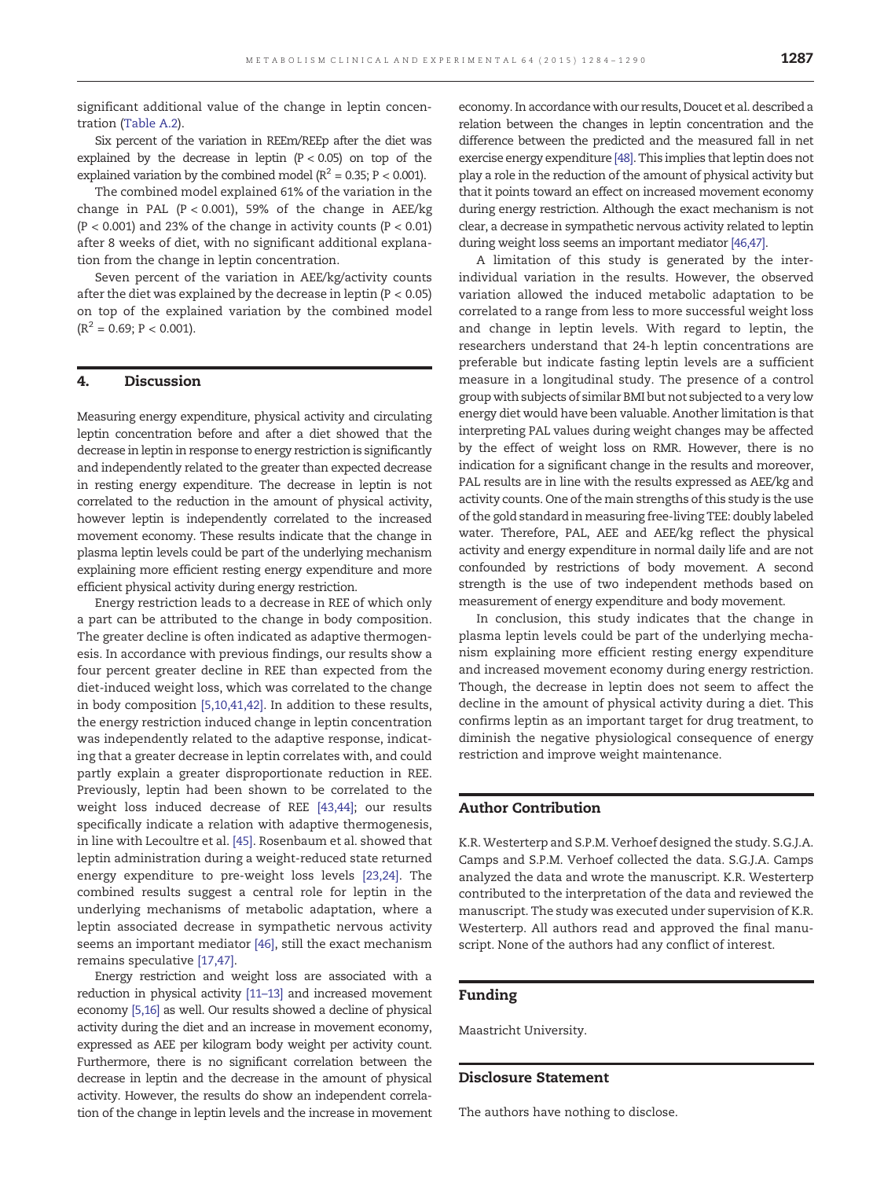significant additional value of the change in leptin concentration (Table A.2).

Six percent of the variation in REEm/REEp after the diet was explained by the decrease in leptin ($P < 0.05$) on top of the explained variation by the combined model ($R^2 = 0.35$; $P < 0.001$).

The combined model explained 61% of the variation in the change in PAL ($P < 0.001$), 59% of the change in AEE/kg ($P < 0.001$) and 23% of the change in activity counts ($P < 0.01$) after 8 weeks of diet, with no significant additional explanation from the change in leptin concentration.

Seven percent of the variation in AEE/kg/activity counts after the diet was explained by the decrease in leptin ($P < 0.05$) on top of the explained variation by the combined model ($R^2 = 0.69$; $P < 0.001$).

## 4. Discussion

Measuring energy expenditure, physical activity and circulating leptin concentration before and after a diet showed that the decrease in leptin in response to energy restriction is significantly and independently related to the greater than expected decrease in resting energy expenditure. The decrease in leptin is not correlated to the reduction in the amount of physical activity, however leptin is independently correlated to the increased movement economy. These results indicate that the change in plasma leptin levels could be part of the underlying mechanism explaining more efficient resting energy expenditure and more efficient physical activity during energy restriction.

Energy restriction leads to a decrease in REE of which only a part can be attributed to the change in body composition. The greater decline is often indicated as adaptive thermogenesis. In accordance with previous findings, our results show a four percent greater decline in REE than expected from the diet-induced weight loss, which was correlated to the change in body composition [5,10,41,42]. In addition to these results, the energy restriction induced change in leptin concentration was independently related to the adaptive response, indicating that a greater decrease in leptin correlates with, and could partly explain a greater disproportionate reduction in REE. Previously, leptin had been shown to be correlated to the weight loss induced decrease of REE [43,44]; our results specifically indicate a relation with adaptive thermogenesis, in line with Lecoultre et al. [45]. Rosenbaum et al. showed that leptin administration during a weight-reduced state returned energy expenditure to pre-weight loss levels [23,24]. The combined results suggest a central role for leptin in the underlying mechanisms of metabolic adaptation, where a leptin associated decrease in sympathetic nervous activity seems an important mediator [46], still the exact mechanism remains speculative [17,47].

Energy restriction and weight loss are associated with a reduction in physical activity [11–13] and increased movement economy [5,16] as well. Our results showed a decline of physical activity during the diet and an increase in movement economy, expressed as AEE per kilogram body weight per activity count. Furthermore, there is no significant correlation between the decrease in leptin and the decrease in the amount of physical activity. However, the results do show an independent correlation of the change in leptin levels and the increase in movement economy. In accordance with our results, Doucet et al. described a relation between the changes in leptin concentration and the difference between the predicted and the measured fall in net exercise energy expenditure [48]. This implies that leptin does not play a role in the reduction of the amount of physical activity but that it points toward an effect on increased movement economy during energy restriction. Although the exact mechanism is not clear, a decrease in sympathetic nervous activity related to leptin during weight loss seems an important mediator [46,47].

A limitation of this study is generated by the inter-individual variation in the results. However, the observed variation allowed the induced metabolic adaptation to be correlated to a range from less to more successful weight loss and change in leptin levels. With regard to leptin, the researchers understand that 24-h leptin concentrations are preferable but indicate fasting leptin levels are a sufficient measure in a longitudinal study. The presence of a control group with subjects of similar BMI but not subjected to a very low energy diet would have been valuable. Another limitation is that interpreting PAL values during weight changes may be affected by the effect of weight loss on RMR. However, there is no indication for a significant change in the results and moreover, PAL results are in line with the results expressed as AEE/kg and activity counts. One of the main strengths of this study is the use of the gold standard in measuring free-living TEE: doubly labeled water. Therefore, PAL, AEE and AEE/kg reflect the physical activity and energy expenditure in normal daily life and are not confounded by restrictions of body movement. A second strength is the use of two independent methods based on measurement of energy expenditure and body movement.

In conclusion, this study indicates that the change in plasma leptin levels could be part of the underlying mechanism explaining more efficient resting energy expenditure and increased movement economy during energy restriction. Though, the decrease in leptin does not seem to affect the decline in the amount of physical activity during a diet. This confirms leptin as an important target for drug treatment, to diminish the negative physiological consequence of energy restriction and improve weight maintenance.

## Author Contribution

K.R. Westerterp and S.P.M. Verhoef designed the study. S.G.J.A. Camps and S.P.M. Verhoef collected the data. S.G.J.A. Camps analyzed the data and wrote the manuscript. K.R. Westerterp contributed to the interpretation of the data and reviewed the manuscript. The study was executed under supervision of K.R. Westerterp. All authors read and approved the final manuscript. None of the authors had any conflict of interest.

## Funding

Maastricht University.

## Disclosure Statement

The authors have nothing to disclose.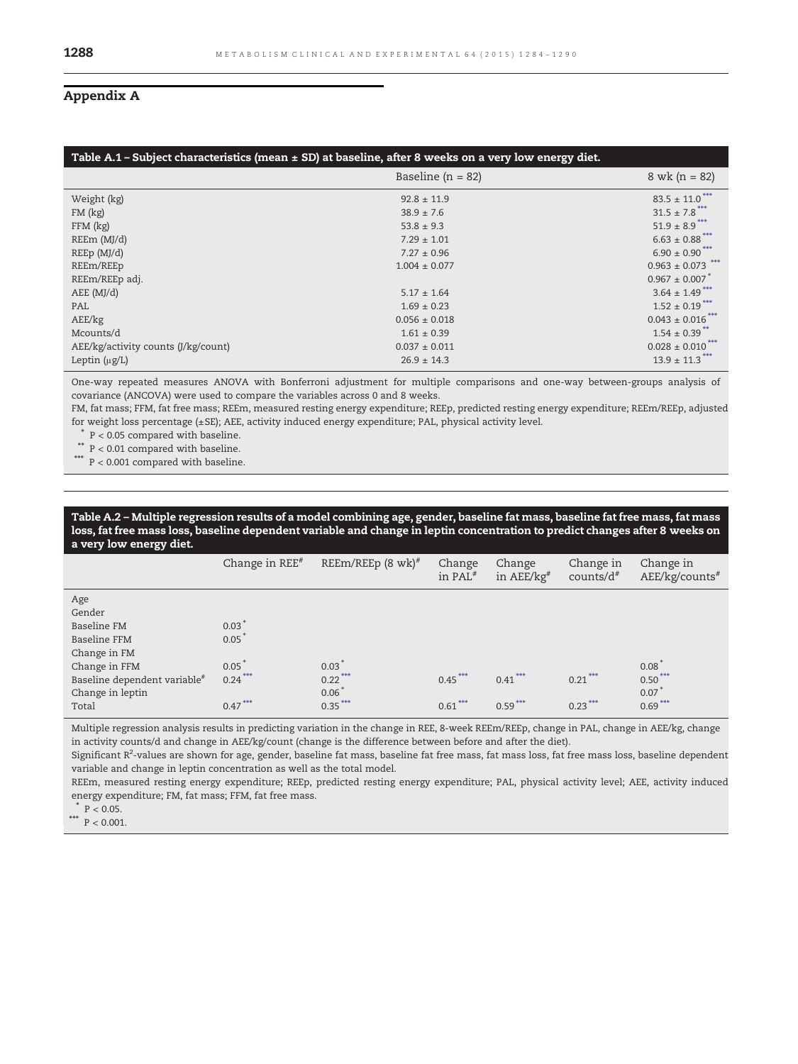## Appendix A

**Table A.1 – Subject characteristics (mean ± SD) at baseline, after 8 weeks on a very low energy diet.**

| | Baseline (n = 82) | 8 wk (n = 82) |
|---|---|---|
| Weight (kg) | 92.8 ± 11.9 | 83.5 ± 11.0*** |
| FM (kg) | 38.9 ± 7.6 | 31.5 ± 7.8*** |
| FFM (kg) | 53.8 ± 9.3 | 51.9 ± 8.9*** |
| REEm (MJ/d) | 7.29 ± 1.01 | 6.63 ± 0.88*** |
| REEp (MJ/d) | 7.27 ± 0.96 | 6.90 ± 0.90*** |
| REEm/REEp | 1.004 ± 0.077 | 0.963 ± 0.073*** |
| REEm/REEp adj. | | 0.967 ± 0.007* |
| AEE (MJ/d) | 5.17 ± 1.64 | 3.64 ± 1.49*** |
| PAL | 1.69 ± 0.23 | 1.52 ± 0.19*** |
| AEE/kg | 0.056 ± 0.018 | 0.043 ± 0.016*** |
| Mcounts/d | 1.61 ± 0.39 | 1.54 ± 0.39** |
| AEE/kg/activity counts (J/kg/count) | 0.037 ± 0.011 | 0.028 ± 0.010*** |
| Leptin (μg/L) | 26.9 ± 14.3 | 13.9 ± 11.3*** |

One-way repeated measures ANOVA with Bonferroni adjustment for multiple comparisons and one-way between-groups analysis of covariance (ANCOVA) were used to compare the variables across 0 and 8 weeks.

FM, fat mass; FFM, fat free mass; REEm, measured resting energy expenditure; REEp, predicted resting energy expenditure; REEm/REEp, adjusted for weight loss percentage (±SE); AEE, activity induced energy expenditure; PAL, physical activity level.

\* $P < 0.05$ compared with baseline.

\*\* $P < 0.01$ compared with baseline.

\*\*\* $P < 0.001$ compared with baseline.

**Table A.2 – Multiple regression results of a model combining age, gender, baseline fat mass, baseline fat free mass, fat mass loss, fat free mass loss, baseline dependent variable and change in leptin concentration to predict changes after 8 weeks on a very low energy diet.**

| | Change in REE# | REEm/REEp (8 wk)# | Change in PAL# | Change in AEE/kg# | Change in counts/d# | Change in AEE/kg/counts# |
|---|---|---|---|---|---|---|
| Age | | | | | | |
| Gender | | | | | | |
| Baseline FM | 0.03* | | | | | |
| Baseline FFM | 0.05* | | | | | |
| Change in FM | | | | | | |
| Change in FFM | 0.05* | 0.03* | | | | 0.08* |
| Baseline dependent variable# | 0.24*** | 0.22*** | 0.45*** | 0.41*** | 0.21*** | 0.50*** |
| Change in leptin | | 0.06* | | | | 0.07* |
| Total | 0.47*** | 0.35*** | 0.61*** | 0.59*** | 0.23*** | 0.69*** |

Multiple regression analysis results in predicting variation in the change in REE, 8-week REEm/REEp, change in PAL, change in AEE/kg, change in activity counts/d and change in AEE/kg/count (change is the difference between before and after the diet).

Significant $R^2$-values are shown for age, gender, baseline fat mass, baseline fat free mass, fat mass loss, fat free mass loss, baseline dependent variable and change in leptin concentration as well as the total model.

REEm, measured resting energy expenditure; REEp, predicted resting energy expenditure; PAL, physical activity level; AEE, activity induced energy expenditure; FM, fat mass; FFM, fat free mass.

\* $P < 0.05$.

\*\*\* $P < 0.001$.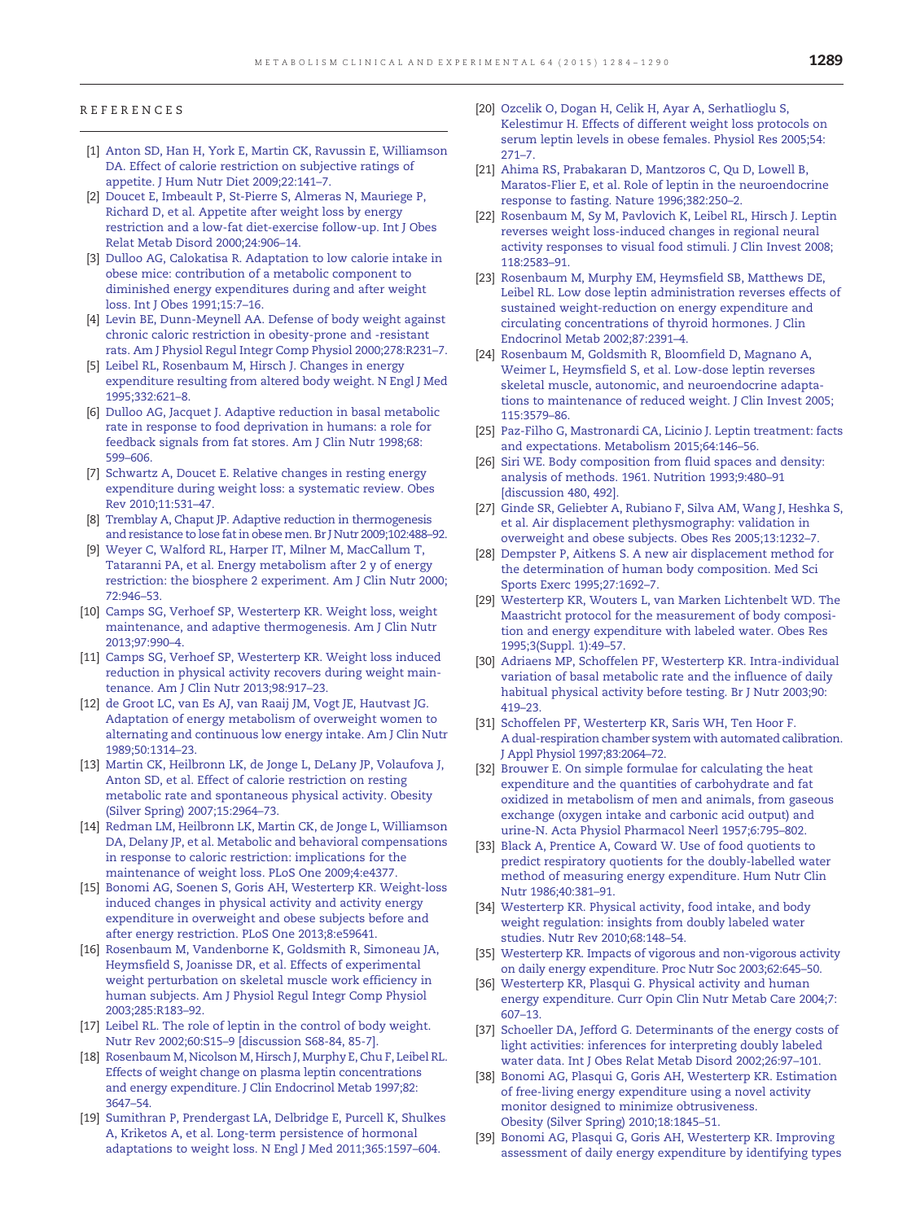## REFERENCES

[1] Anton SD, Han H, York E, Martin CK, Ravussin E, Williamson DA. Effect of calorie restriction on subjective ratings of appetite. J Hum Nutr Diet 2009;22:141–7.

[2] Doucet E, Imbeault P, St-Pierre S, Almeras N, Mauriege P, Richard D, et al. Appetite after weight loss by energy restriction and a low-fat diet-exercise follow-up. Int J Obes Relat Metab Disord 2000;24:906–14.

[3] Dulloo AG, Calokatisa R. Adaptation to low calorie intake in obese mice: contribution of a metabolic component to diminished energy expenditures during and after weight loss. Int J Obes 1991;15:7–16.

[4] Levin BE, Dunn-Meynell AA. Defense of body weight against chronic caloric restriction in obesity-prone and -resistant rats. Am J Physiol Regul Integr Comp Physiol 2000;278:R231–7.

[5] Leibel RL, Rosenbaum M, Hirsch J. Changes in energy expenditure resulting from altered body weight. N Engl J Med 1995;332:621–8.

[6] Dulloo AG, Jacquet J. Adaptive reduction in basal metabolic rate in response to food deprivation in humans: a role for feedback signals from fat stores. Am J Clin Nutr 1998;68: 599–606.

[7] Schwartz A, Doucet E. Relative changes in resting energy expenditure during weight loss: a systematic review. Obes Rev 2010;11:531–47.

[8] Tremblay A, Chaput JP. Adaptive reduction in thermogenesis and resistance to lose fat in obese men. Br J Nutr 2009;102:488–92.

[9] Weyer C, Walford RL, Harper IT, Milner M, MacCallum T, Tataranni PA, et al. Energy metabolism after 2 y of energy restriction: the biosphere 2 experiment. Am J Clin Nutr 2000; 72:946–53.

[10] Camps SG, Verhoef SP, Westerterp KR. Weight loss, weight maintenance, and adaptive thermogenesis. Am J Clin Nutr 2013;97:990–4.

[11] Camps SG, Verhoef SP, Westerterp KR. Weight loss induced reduction in physical activity recovers during weight maintenance. Am J Clin Nutr 2013;98:917–23.

[12] de Groot LC, van Es AJ, van Raaij JM, Vogt JE, Hautvast JG. Adaptation of energy metabolism of overweight women to alternating and continuous low energy intake. Am J Clin Nutr 1989;50:1314–23.

[13] Martin CK, Heilbronn LK, de Jonge L, DeLany JP, Volaufova J, Anton SD, et al. Effect of calorie restriction on resting metabolic rate and spontaneous physical activity. Obesity (Silver Spring) 2007;15:2964–73.

[14] Redman LM, Heilbronn LK, Martin CK, de Jonge L, Williamson DA, Delany JP, et al. Metabolic and behavioral compensations in response to caloric restriction: implications for the maintenance of weight loss. PLoS One 2009;4:e4377.

[15] Bonomi AG, Soenen S, Goris AH, Westerterp KR. Weight-loss induced changes in physical activity and activity energy expenditure in overweight and obese subjects before and after energy restriction. PLoS One 2013;8:e59641.

[16] Rosenbaum M, Vandenborne K, Goldsmith R, Simoneau JA, Heymsfield S, Joanisse DR, et al. Effects of experimental weight perturbation on skeletal muscle work efficiency in human subjects. Am J Physiol Regul Integr Comp Physiol 2003;285:R183–92.

[17] Leibel RL. The role of leptin in the control of body weight. Nutr Rev 2002;60:S15–9 [discussion S68-84, 85-7].

[18] Rosenbaum M, Nicolson M, Hirsch J, Murphy E, Chu F, Leibel RL. Effects of weight change on plasma leptin concentrations and energy expenditure. J Clin Endocrinol Metab 1997;82: 3647–54.

[19] Sumithran P, Prendergast LA, Delbridge E, Purcell K, Shulkes A, Kriketos A, et al. Long-term persistence of hormonal adaptations to weight loss. N Engl J Med 2011;365:1597–604.

[20] Ozcelik O, Dogan H, Celik H, Ayar A, Serhatlioglu S, Kelestimur H. Effects of different weight loss protocols on serum leptin levels in obese females. Physiol Res 2005;54: 271–7.

[21] Ahima RS, Prabakaran D, Mantzoros C, Qu D, Lowell B, Maratos-Flier E, et al. Role of leptin in the neuroendocrine response to fasting. Nature 1996;382:250–2.

[22] Rosenbaum M, Sy M, Pavlovich K, Leibel RL, Hirsch J. Leptin reverses weight loss-induced changes in regional neural activity responses to visual food stimuli. J Clin Invest 2008; 118:2583–91.

[23] Rosenbaum M, Murphy EM, Heymsfield SB, Matthews DE, Leibel RL. Low dose leptin administration reverses effects of sustained weight-reduction on energy expenditure and circulating concentrations of thyroid hormones. J Clin Endocrinol Metab 2002;87:2391–4.

[24] Rosenbaum M, Goldsmith R, Bloomfield D, Magnano A, Weimer L, Heymsfield S, et al. Low-dose leptin reverses skeletal muscle, autonomic, and neuroendocrine adaptations to maintenance of reduced weight. J Clin Invest 2005; 115:3579–86.

[25] Paz-Filho G, Mastronardi CA, Licinio J. Leptin treatment: facts and expectations. Metabolism 2015;64:146–56.

[26] Siri WE. Body composition from fluid spaces and density: analysis of methods. 1961. Nutrition 1993;9:480–91 [discussion 480, 492].

[27] Ginde SR, Geliebter A, Rubiano F, Silva AM, Wang J, Heshka S, et al. Air displacement plethysmography: validation in overweight and obese subjects. Obes Res 2005;13:1232–7.

[28] Dempster P, Aitkens S. A new air displacement method for the determination of human body composition. Med Sci Sports Exerc 1995;27:1692–7.

[29] Westerterp KR, Wouters L, van Marken Lichtenbelt WD. The Maastricht protocol for the measurement of body composition and energy expenditure with labeled water. Obes Res 1995;3(Suppl. 1):49–57.

[30] Adriaens MP, Schoffelen PF, Westerterp KR. Intra-individual variation of basal metabolic rate and the influence of daily habitual physical activity before testing. Br J Nutr 2003;90: 419–23.

[31] Schoffelen PF, Westerterp KR, Saris WH, Ten Hoor F. A dual-respiration chamber system with automated calibration. J Appl Physiol 1997;83:2064–72.

[32] Brouwer E. On simple formulae for calculating the heat expenditure and the quantities of carbohydrate and fat oxidized in metabolism of men and animals, from gaseous exchange (oxygen intake and carbonic acid output) and urine-N. Acta Physiol Pharmacol Neerl 1957;6:795–802.

[33] Black A, Prentice A, Coward W. Use of food quotients to predict respiratory quotients for the doubly-labelled water method of measuring energy expenditure. Hum Nutr Clin Nutr 1986;40:381–91.

[34] Westerterp KR. Physical activity, food intake, and body weight regulation: insights from doubly labeled water studies. Nutr Rev 2010;68:148–54.

[35] Westerterp KR. Impacts of vigorous and non-vigorous activity on daily energy expenditure. Proc Nutr Soc 2003;62:645–50.

[36] Westerterp KR, Plasqui G. Physical activity and human energy expenditure. Curr Opin Clin Nutr Metab Care 2004;7: 607–13.

[37] Schoeller DA, Jefford G. Determinants of the energy costs of light activities: inferences for interpreting doubly labeled water data. Int J Obes Relat Metab Disord 2002;26:97–101.

[38] Bonomi AG, Plasqui G, Goris AH, Westerterp KR. Estimation of free-living energy expenditure using a novel activity monitor designed to minimize obtrusiveness. Obesity (Silver Spring) 2010;18:1845–51.

[39] Bonomi AG, Plasqui G, Goris AH, Westerterp KR. Improving assessment of daily energy expenditure by identifying types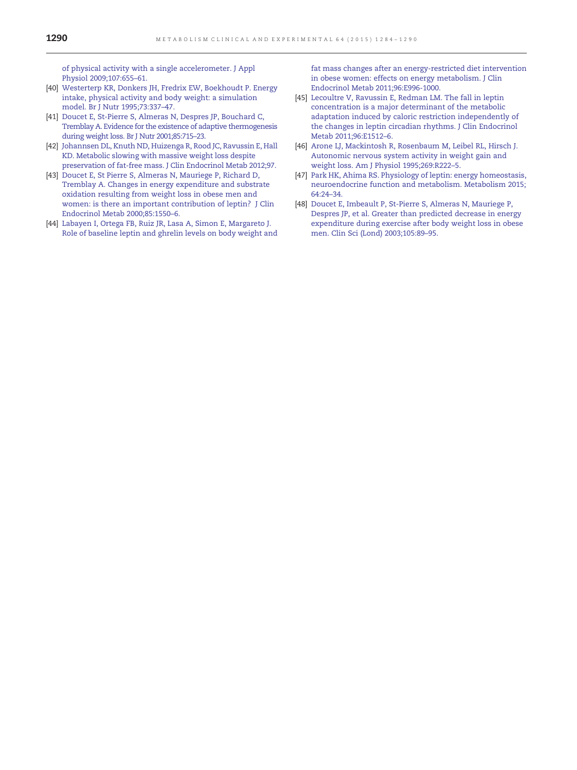of physical activity with a single accelerometer. J Appl Physiol 2009;107:655–61.

[40] Westerterp KR, Donkers JH, Fredrix EW, Boekhoudt P. Energy intake, physical activity and body weight: a simulation model. Br J Nutr 1995;73:337–47.

[41] Doucet E, St-Pierre S, Almeras N, Despres JP, Bouchard C, Tremblay A. Evidence for the existence of adaptive thermogenesis during weight loss. Br J Nutr 2001;85:715–23.

[42] Johannsen DL, Knuth ND, Huizenga R, Rood JC, Ravussin E, Hall KD. Metabolic slowing with massive weight loss despite preservation of fat-free mass. J Clin Endocrinol Metab 2012;97.

[43] Doucet E, St Pierre S, Almeras N, Mauriege P, Richard D, Tremblay A. Changes in energy expenditure and substrate oxidation resulting from weight loss in obese men and women: is there an important contribution of leptin? J Clin Endocrinol Metab 2000;85:1550–6.

[44] Labayen I, Ortega FB, Ruiz JR, Lasa A, Simon E, Margareto J. Role of baseline leptin and ghrelin levels on body weight and fat mass changes after an energy-restricted diet intervention in obese women: effects on energy metabolism. J Clin Endocrinol Metab 2011;96:E996-1000.

[45] Lecoultre V, Ravussin E, Redman LM. The fall in leptin concentration is a major determinant of the metabolic adaptation induced by caloric restriction independently of the changes in leptin circadian rhythms. J Clin Endocrinol Metab 2011;96:E1512–6.

[46] Arone LJ, Mackintosh R, Rosenbaum M, Leibel RL, Hirsch J. Autonomic nervous system activity in weight gain and weight loss. Am J Physiol 1995;269:R222–5.

[47] Park HK, Ahima RS. Physiology of leptin: energy homeostasis, neuroendocrine function and metabolism. Metabolism 2015; 64:24–34.

[48] Doucet E, Imbeault P, St-Pierre S, Almeras N, Mauriege P, Despres JP, et al. Greater than predicted decrease in energy expenditure during exercise after body weight loss in obese men. Clin Sci (Lond) 2003;105:89–95.